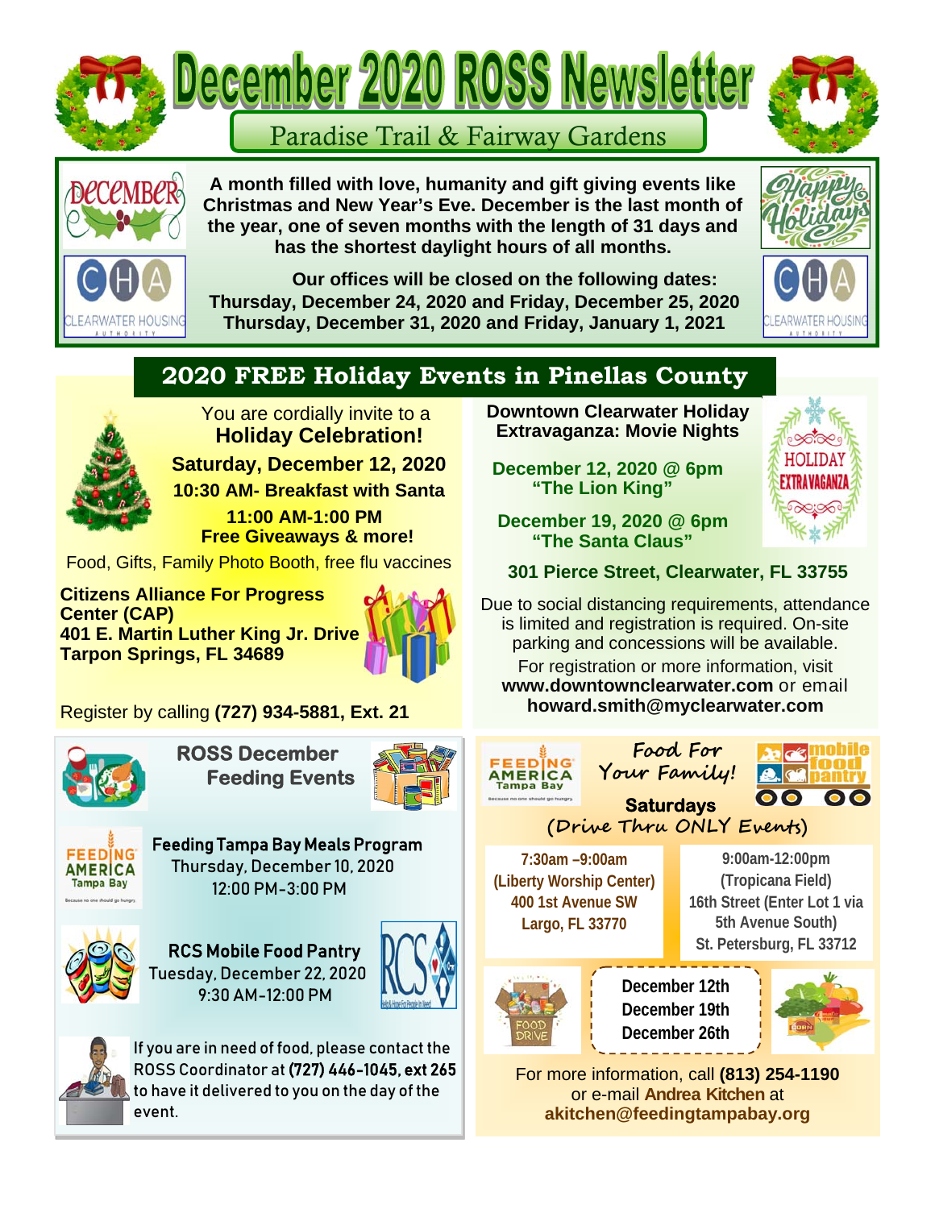# December 2020 ROSS Newsletter

## Paradise Trail & Fairway Gardens

**A month filled with love, humanity and gift giving events like Christmas and New Year's Eve. December is the last month of the year, one of seven months with the length of 31 days and has the shortest daylight hours of all months.**

**Our offices will be closed on the following dates:**
**Thursday, December 24, 2020 and Friday, December 25, 2020**
**Thursday, December 31, 2020 and Friday, January 1, 2021**

## 2020 FREE Holiday Events in Pinellas County

You are cordially invite to a
**Holiday Celebration!**

**Saturday, December 12, 2020**
**10:30 AM- Breakfast with Santa**
**11:00 AM-1:00 PM**
**Free Giveaways & more!**

Food, Gifts, Family Photo Booth, free flu vaccines

**Citizens Alliance For Progress Center (CAP)**
**401 E. Martin Luther King Jr. Drive**
**Tarpon Springs, FL 34689**

Register by calling **(727) 934-5881, Ext. 21**

**Downtown Clearwater Holiday Extravaganza: Movie Nights**

**December 12, 2020 @ 6pm**
**"The Lion King"**

**December 19, 2020 @ 6pm**
**"The Santa Claus"**

**301 Pierce Street, Clearwater, FL 33755**

Due to social distancing requirements, attendance is limited and registration is required. On-site parking and concessions will be available.
For registration or more information, visit **www.downtownclearwater.com** or email **howard.smith@myclearwater.com**

### ROSS December Feeding Events

**Feeding Tampa Bay Meals Program**
Thursday, December 10, 2020
12:00 PM-3:00 PM

**RCS Mobile Food Pantry**
Tuesday, December 22, 2020
9:30 AM-12:00 PM

If you are in need of food, please contact the ROSS Coordinator at **(727) 446-1045, ext 265** to have it delivered to you on the day of the event.

### Food For Your Family!

**Saturdays**
(Drive Thru ONLY Events)

**7:30am –9:00am**
**(Liberty Worship Center)**
**400 1st Avenue SW**
**Largo, FL 33770**

**9:00am-12:00pm**
**(Tropicana Field)**
**16th Street (Enter Lot 1 via 5th Avenue South)**
**St. Petersburg, FL 33712**

**December 12th**
**December 19th**
**December 26th**

For more information, call **(813) 254-1190** or e-mail **Andrea Kitchen** at **akitchen@feedingtampabay.org**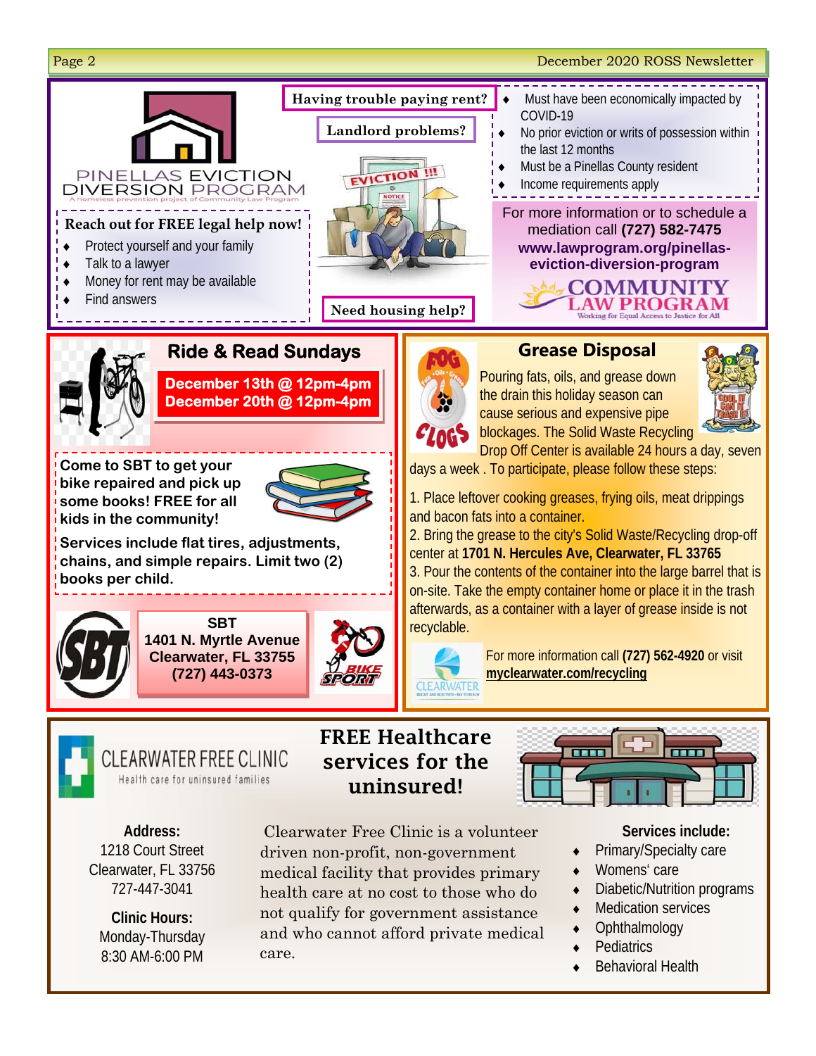## PINELLAS EVICTION DIVERSION PROGRAM

A homeless prevention project of Community Law Program

**Having trouble paying rent?**

**Landlord problems?**

**Need housing help?**

**Reach out for FREE legal help now!**

- Protect yourself and your family
- Talk to a lawyer
- Money for rent may be available
- Find answers

- Must have been economically impacted by COVID-19
- No prior eviction or writs of possession within the last 12 months
- Must be a Pinellas County resident
- Income requirements apply

For more information or to schedule a mediation call **(727) 582-7475**
**www.lawprogram.org/pinellas-eviction-diversion-program**

COMMUNITY LAW PROGRAM
Working for Equal Access to Justice for All

## Ride & Read Sundays

**December 13th @ 12pm-4pm**
**December 20th @ 12pm-4pm**

**Come to SBT to get your bike repaired and pick up some books! FREE for all kids in the community!**

**Services include flat tires, adjustments, chains, and simple repairs. Limit two (2) books per child.**

**SBT**
**1401 N. Myrtle Avenue**
**Clearwater, FL 33755**
**(727) 443-0373**

## Grease Disposal

Pouring fats, oils, and grease down the drain this holiday season can cause serious and expensive pipe blockages. The Solid Waste Recycling Drop Off Center is available 24 hours a day, seven days a week . To participate, please follow these steps:

1. Place leftover cooking greases, frying oils, meat drippings and bacon fats into a container.
2. Bring the grease to the city's Solid Waste/Recycling drop-off center at **1701 N. Hercules Ave, Clearwater, FL 33765**
3. Pour the contents of the container into the large barrel that is on-site. Take the empty container home or place it in the trash afterwards, as a container with a layer of grease inside is not recyclable.

For more information call **(727) 562-4920** or visit **myclearwater.com/recycling**

## CLEARWATER FREE CLINIC

Health care for uninsured families

## FREE Healthcare services for the uninsured!

**Address:**
1218 Court Street
Clearwater, FL 33756
727-447-3041

**Clinic Hours:**
Monday-Thursday
8:30 AM-6:00 PM

Clearwater Free Clinic is a volunteer driven non-profit, non-government medical facility that provides primary health care at no cost to those who do not qualify for government assistance and who cannot afford private medical care.

**Services include:**

- Primary/Specialty care
- Womens' care
- Diabetic/Nutrition programs
- Medication services
- Ophthalmology
- Pediatrics
- Behavioral Health